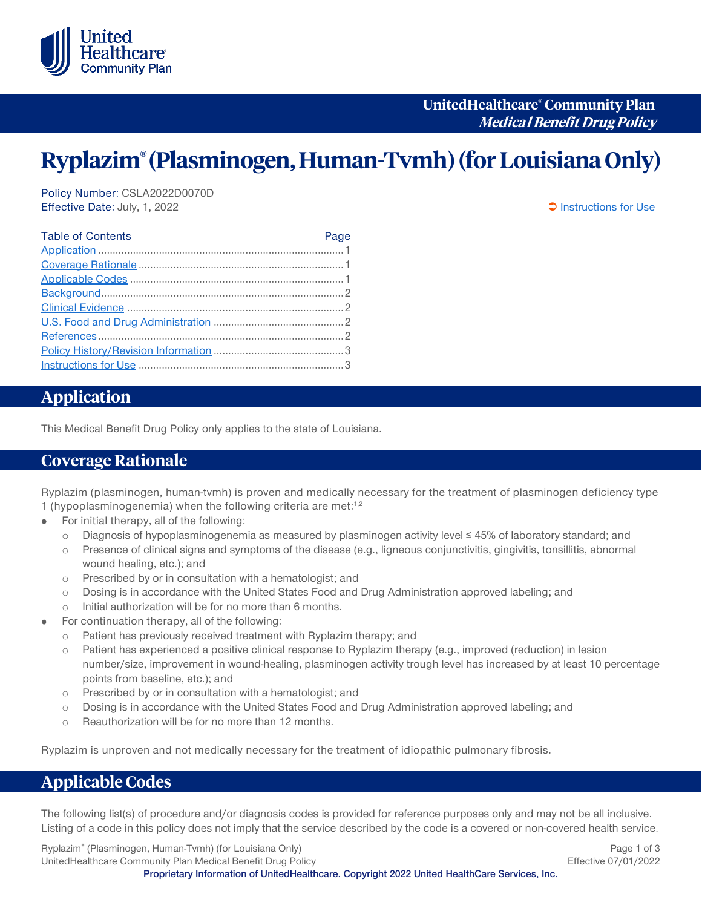UnitedHealthcare® Community Plan
*Medical Benefit Drug Policy*

# Ryplazim® (Plasminogen, Human-Tvmh) (for Louisiana Only)

Policy Number: CSLA2022D0070D
Effective Date: July, 1, 2022

➲ Instructions for Use

| Table of Contents | Page |
| --- | --- |
| Application | 1 |
| Coverage Rationale | 1 |
| Applicable Codes | 1 |
| Background | 2 |
| Clinical Evidence | 2 |
| U.S. Food and Drug Administration | 2 |
| References | 2 |
| Policy History/Revision Information | 3 |
| Instructions for Use | 3 |

## Application

This Medical Benefit Drug Policy only applies to the state of Louisiana.

## Coverage Rationale

Ryplazim (plasminogen, human-tvmh) is proven and medically necessary for the treatment of plasminogen deficiency type 1 (hypoplasminogenemia) when the following criteria are met:[1,2]

- For initial therapy, all of the following:
  - Diagnosis of hypoplasminogenemia as measured by plasminogen activity level ≤ 45% of laboratory standard; and
  - Presence of clinical signs and symptoms of the disease (e.g., ligneous conjunctivitis, gingivitis, tonsillitis, abnormal wound healing, etc.); and
  - Prescribed by or in consultation with a hematologist; and
  - Dosing is in accordance with the United States Food and Drug Administration approved labeling; and
  - Initial authorization will be for no more than 6 months.
- For continuation therapy, all of the following:
  - Patient has previously received treatment with Ryplazim therapy; and
  - Patient has experienced a positive clinical response to Ryplazim therapy (e.g., improved (reduction) in lesion number/size, improvement in wound-healing, plasminogen activity trough level has increased by at least 10 percentage points from baseline, etc.); and
  - Prescribed by or in consultation with a hematologist; and
  - Dosing is in accordance with the United States Food and Drug Administration approved labeling; and
  - Reauthorization will be for no more than 12 months.

Ryplazim is unproven and not medically necessary for the treatment of idiopathic pulmonary fibrosis.

## Applicable Codes

The following list(s) of procedure and/or diagnosis codes is provided for reference purposes only and may not be all inclusive. Listing of a code in this policy does not imply that the service described by the code is a covered or non-covered health service.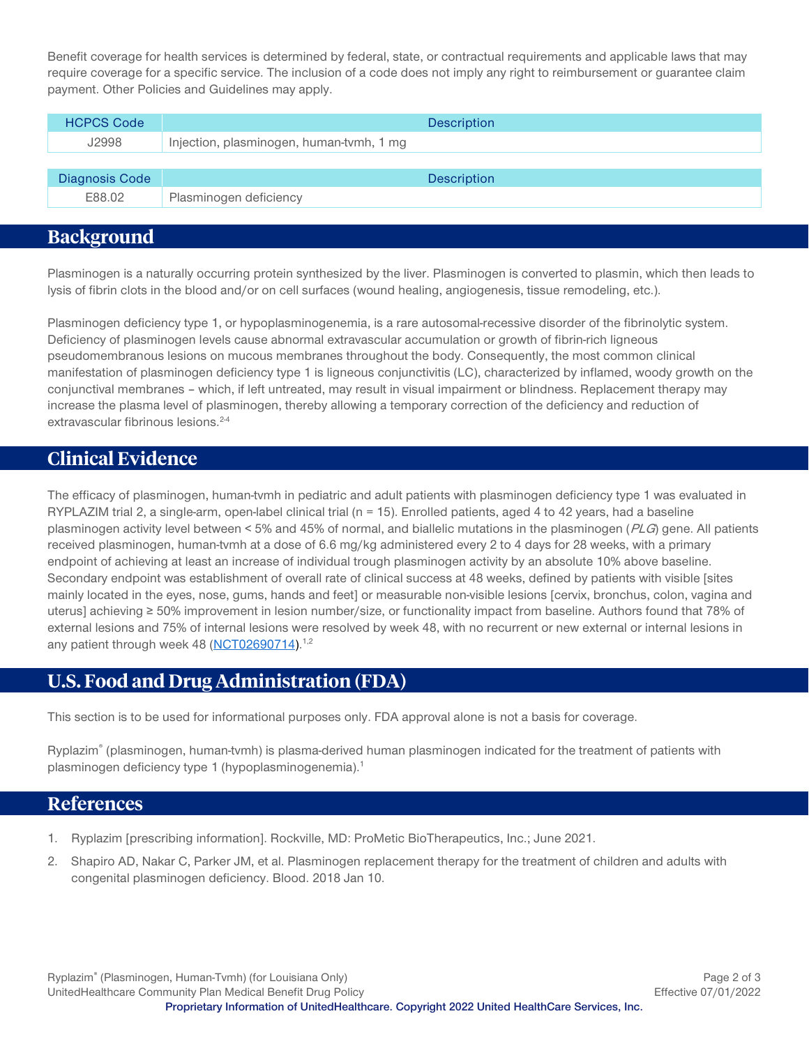Benefit coverage for health services is determined by federal, state, or contractual requirements and applicable laws that may require coverage for a specific service. The inclusion of a code does not imply any right to reimbursement or guarantee claim payment. Other Policies and Guidelines may apply.

| HCPCS Code | Description |
| --- | --- |
| J2998 | Injection, plasminogen, human-tvmh, 1 mg |

| Diagnosis Code | Description |
| --- | --- |
| E88.02 | Plasminogen deficiency |

## Background

Plasminogen is a naturally occurring protein synthesized by the liver. Plasminogen is converted to plasmin, which then leads to lysis of fibrin clots in the blood and/or on cell surfaces (wound healing, angiogenesis, tissue remodeling, etc.).

Plasminogen deficiency type 1, or hypoplasminogenemia, is a rare autosomal-recessive disorder of the fibrinolytic system. Deficiency of plasminogen levels cause abnormal extravascular accumulation or growth of fibrin-rich ligneous pseudomembranous lesions on mucous membranes throughout the body. Consequently, the most common clinical manifestation of plasminogen deficiency type 1 is ligneous conjunctivitis (LC), characterized by inflamed, woody growth on the conjunctival membranes – which, if left untreated, may result in visual impairment or blindness. Replacement therapy may increase the plasma level of plasminogen, thereby allowing a temporary correction of the deficiency and reduction of extravascular fibrinous lesions.[2-4]

## Clinical Evidence

The efficacy of plasminogen, human-tvmh in pediatric and adult patients with plasminogen deficiency type 1 was evaluated in RYPLAZIM trial 2, a single-arm, open-label clinical trial (n = 15). Enrolled patients, aged 4 to 42 years, had a baseline plasminogen activity level between < 5% and 45% of normal, and biallelic mutations in the plasminogen (*PLG*) gene. All patients received plasminogen, human-tvmh at a dose of 6.6 mg/kg administered every 2 to 4 days for 28 weeks, with a primary endpoint of achieving at least an increase of individual trough plasminogen activity by an absolute 10% above baseline. Secondary endpoint was establishment of overall rate of clinical success at 48 weeks, defined by patients with visible [sites mainly located in the eyes, nose, gums, hands and feet] or measurable non-visible lesions [cervix, bronchus, colon, vagina and uterus] achieving ≥ 50% improvement in lesion number/size, or functionality impact from baseline. Authors found that 78% of external lesions and 75% of internal lesions were resolved by week 48, with no recurrent or new external or internal lesions in any patient through week 48 (NCT02690714).[1,2]

## U.S. Food and Drug Administration (FDA)

This section is to be used for informational purposes only. FDA approval alone is not a basis for coverage.

Ryplazim® (plasminogen, human-tvmh) is plasma-derived human plasminogen indicated for the treatment of patients with plasminogen deficiency type 1 (hypoplasminogenemia).[1]

## References

1. Ryplazim [prescribing information]. Rockville, MD: ProMetic BioTherapeutics, Inc.; June 2021.
2. Shapiro AD, Nakar C, Parker JM, et al. Plasminogen replacement therapy for the treatment of children and adults with congenital plasminogen deficiency. Blood. 2018 Jan 10.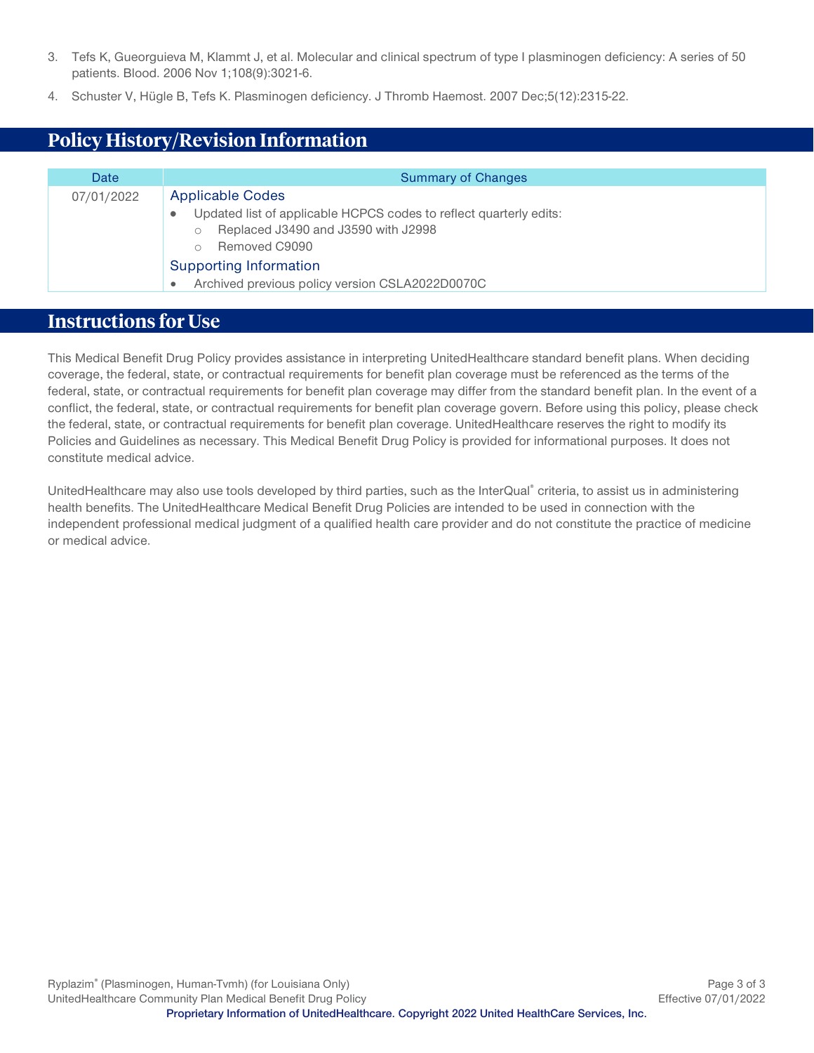3. Tefs K, Gueorguieva M, Klammt J, et al. Molecular and clinical spectrum of type I plasminogen deficiency: A series of 50 patients. Blood. 2006 Nov 1;108(9):3021-6.
4. Schuster V, Hügle B, Tefs K. Plasminogen deficiency. J Thromb Haemost. 2007 Dec;5(12):2315-22.

## Policy History/Revision Information

| Date | Summary of Changes |
|---|---|
| 07/01/2022 | **Applicable Codes**<br>• Updated list of applicable HCPCS codes to reflect quarterly edits:<br>  ○ Replaced J3490 and J3590 with J2998<br>  ○ Removed C9090<br>**Supporting Information**<br>• Archived previous policy version CSLA2022D0070C |

## Instructions for Use

This Medical Benefit Drug Policy provides assistance in interpreting UnitedHealthcare standard benefit plans. When deciding coverage, the federal, state, or contractual requirements for benefit plan coverage must be referenced as the terms of the federal, state, or contractual requirements for benefit plan coverage may differ from the standard benefit plan. In the event of a conflict, the federal, state, or contractual requirements for benefit plan coverage govern. Before using this policy, please check the federal, state, or contractual requirements for benefit plan coverage. UnitedHealthcare reserves the right to modify its Policies and Guidelines as necessary. This Medical Benefit Drug Policy is provided for informational purposes. It does not constitute medical advice.

UnitedHealthcare may also use tools developed by third parties, such as the InterQual® criteria, to assist us in administering health benefits. The UnitedHealthcare Medical Benefit Drug Policies are intended to be used in connection with the independent professional medical judgment of a qualified health care provider and do not constitute the practice of medicine or medical advice.